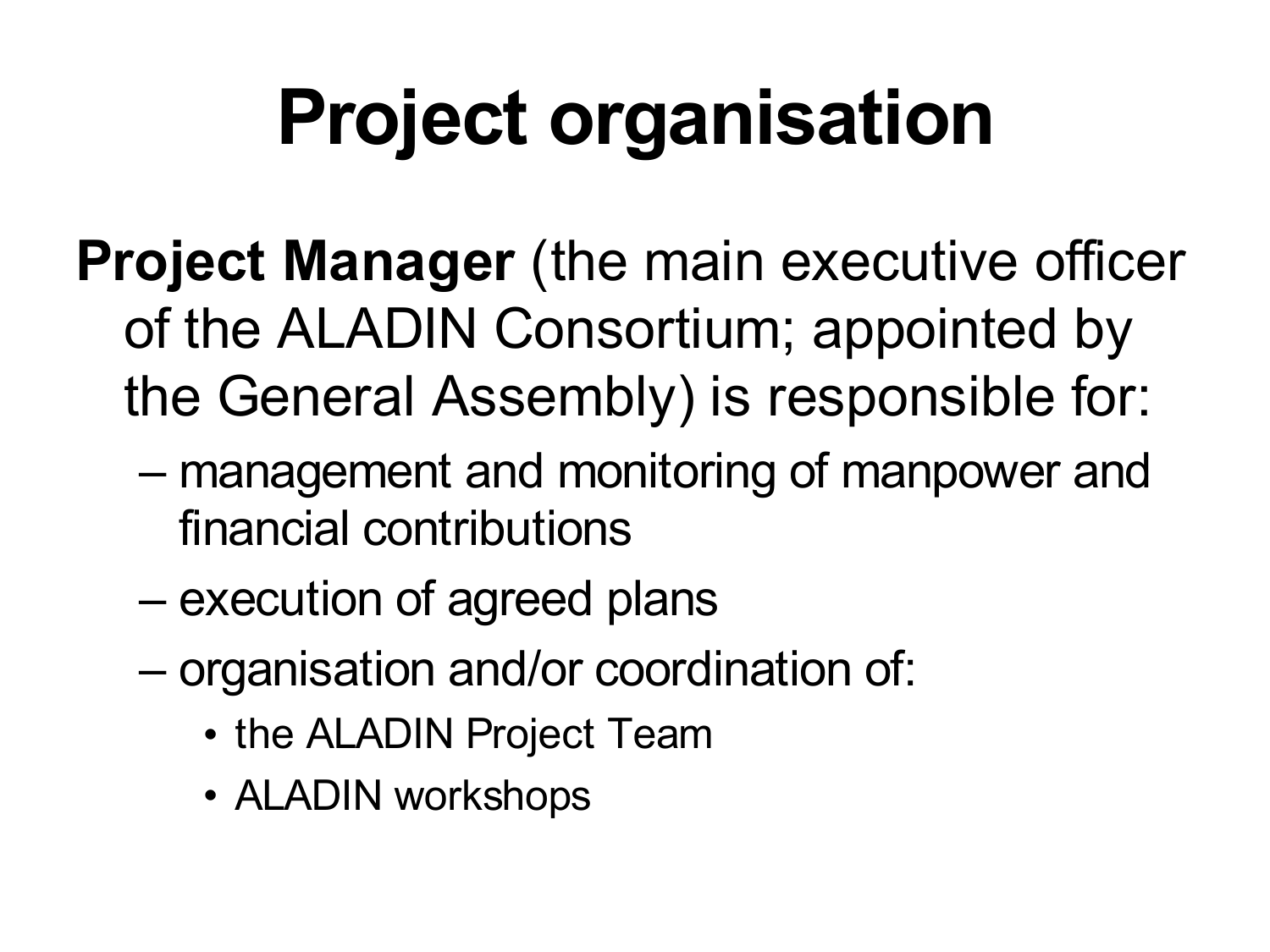# Project organisation

**Project Manager** (the main executive officer of the ALADIN Consortium; appointed by the General Assembly) is responsible for:

- management and monitoring of manpower and financial contributions
- execution of agreed plans
- organisation and/or coordination of:
  - the ALADIN Project Team
  - ALADIN workshops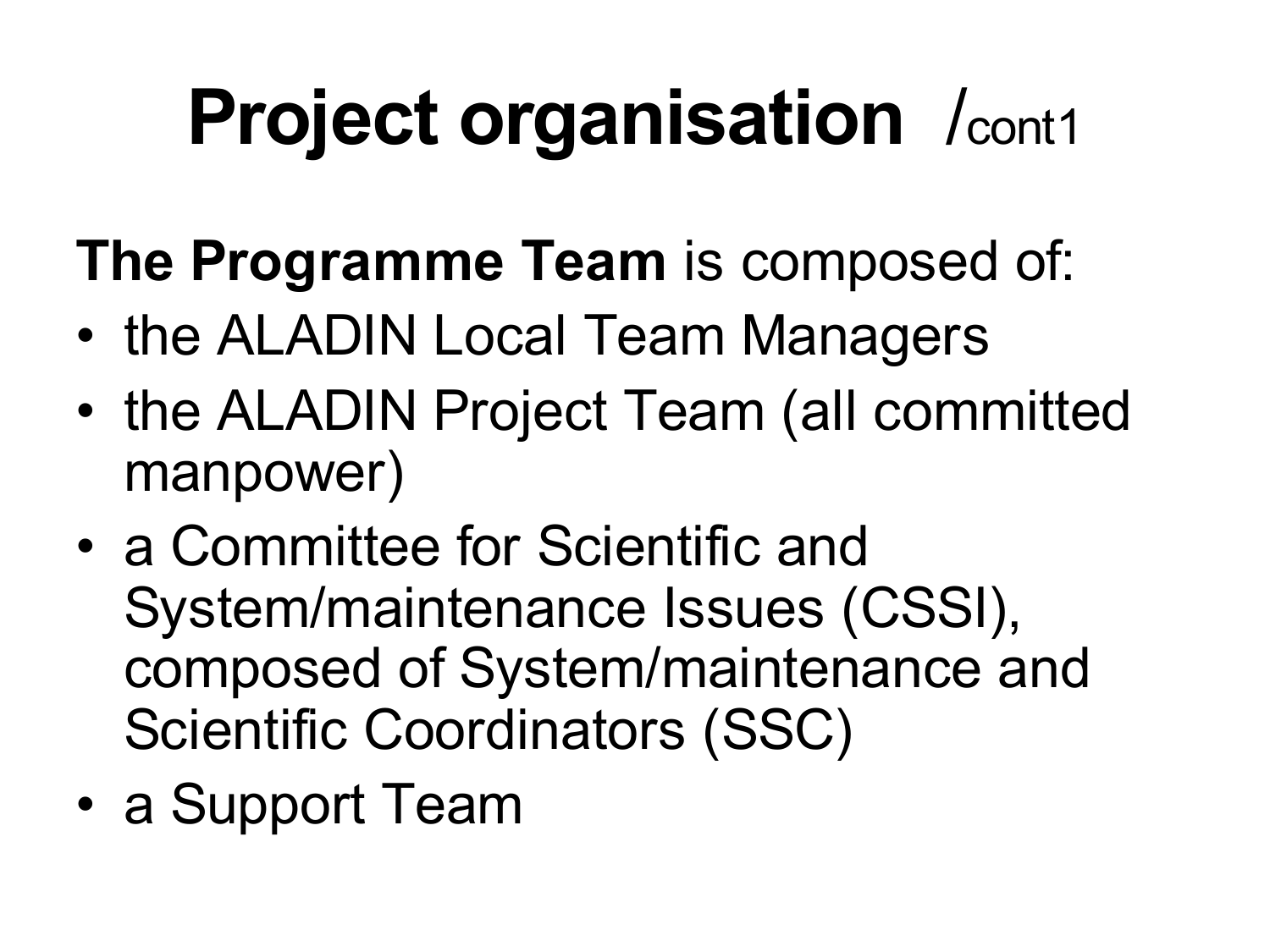# Project organisation /cont1

**The Programme Team** is composed of:

- the ALADIN Local Team Managers
- the ALADIN Project Team (all committed manpower)
- a Committee for Scientific and System/maintenance Issues (CSSI), composed of System/maintenance and Scientific Coordinators (SSC)
- a Support Team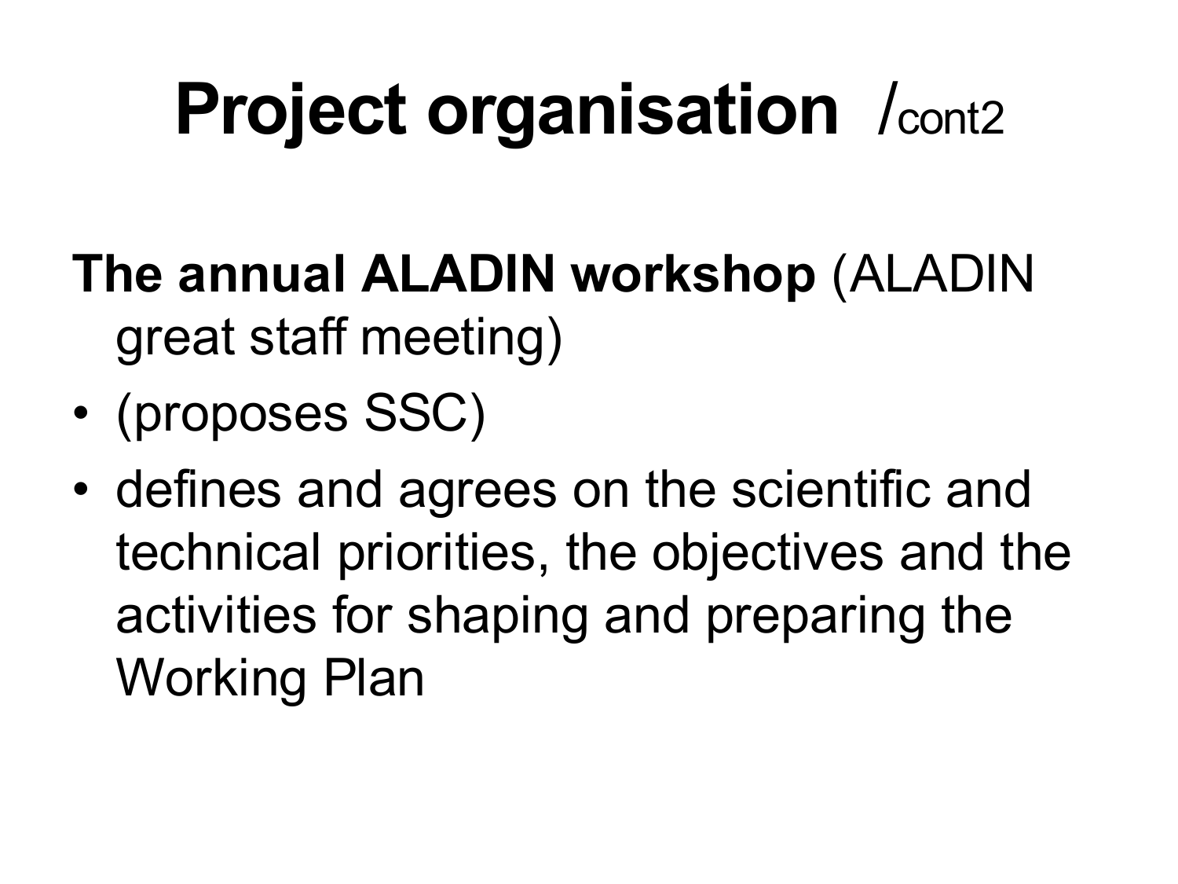# Project organisation /cont2

**The annual ALADIN workshop** (ALADIN great staff meeting)

- (proposes SSC)
- defines and agrees on the scientific and technical priorities, the objectives and the activities for shaping and preparing the Working Plan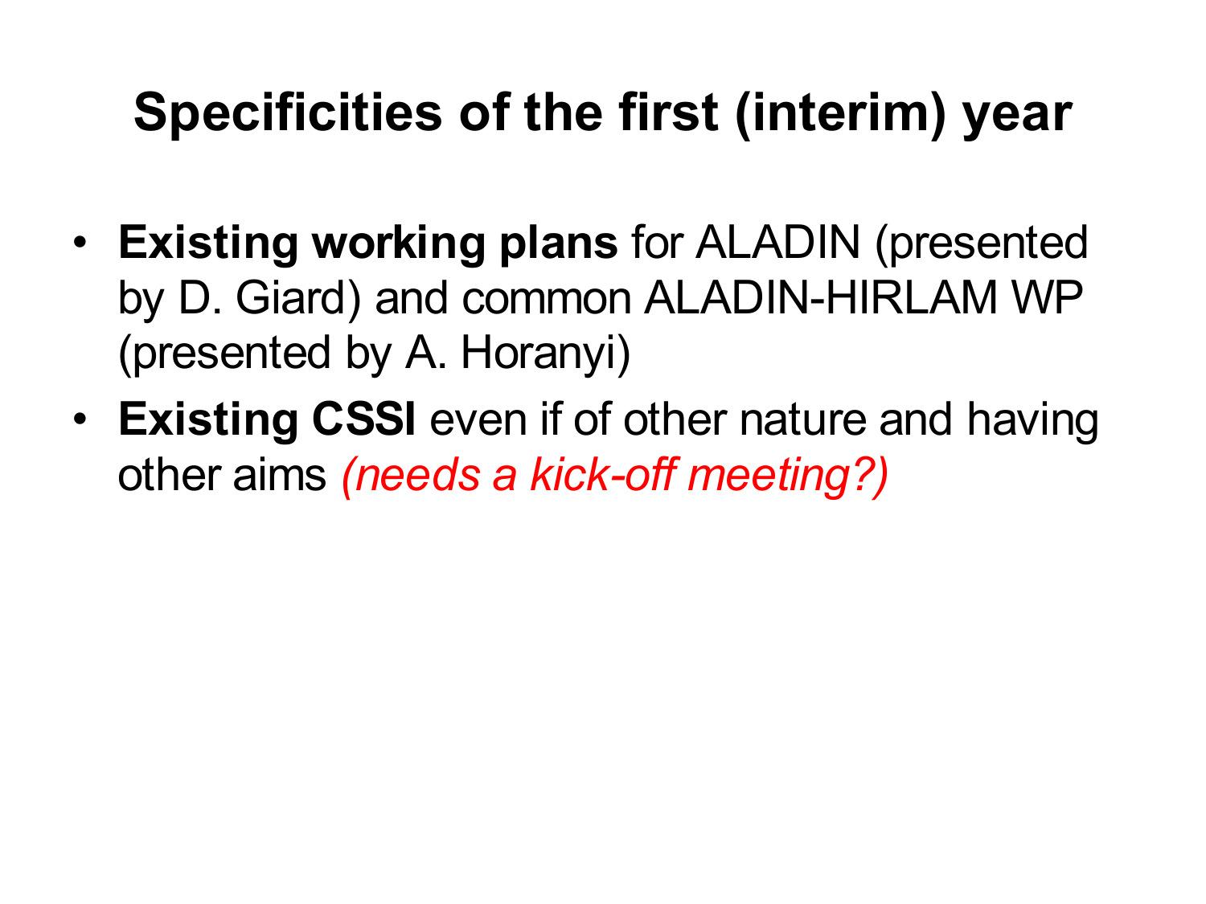# Specificities of the first (interim) year

- **Existing working plans** for ALADIN (presented by D. Giard) and common ALADIN-HIRLAM WP (presented by A. Horanyi)
- **Existing CSSI** even if of other nature and having other aims *(needs a kick-off meeting?)*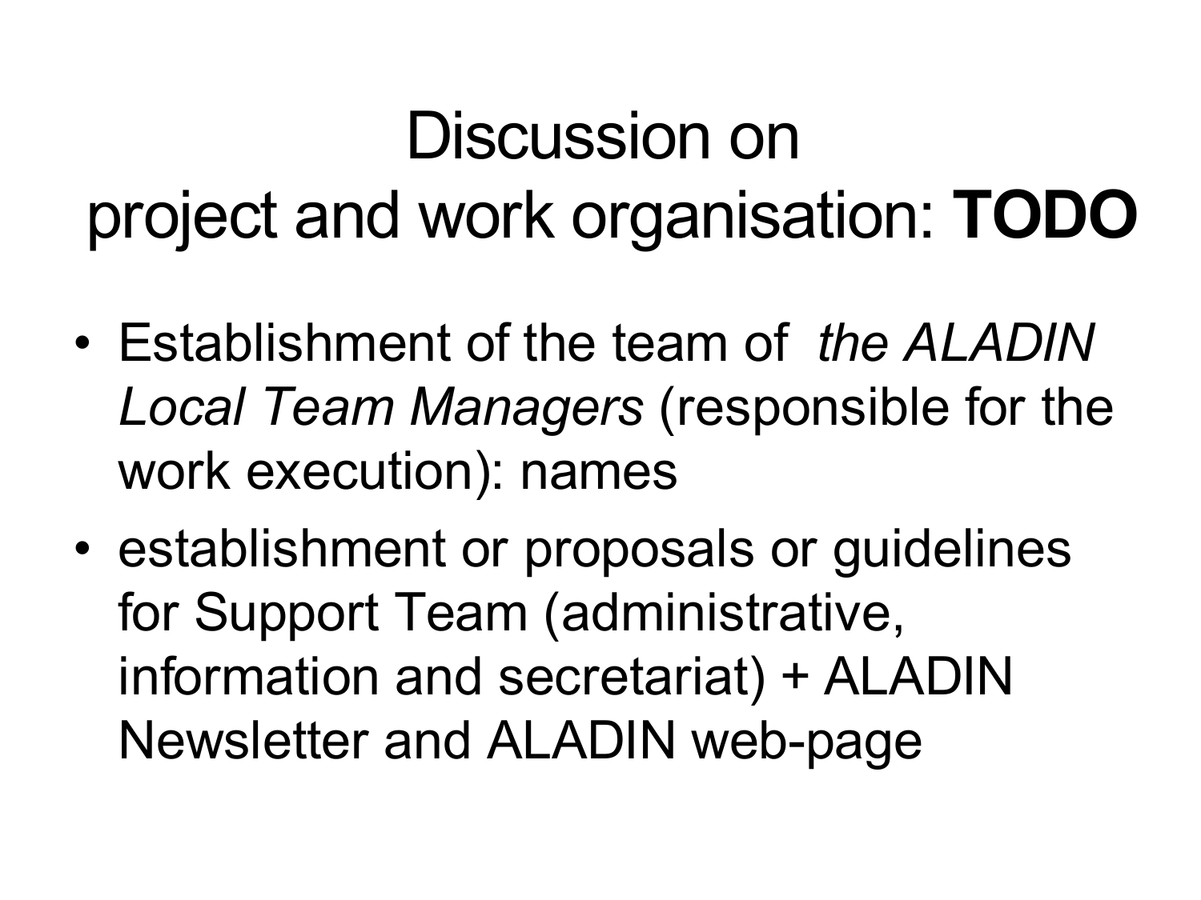# Discussion on project and work organisation: **TODO**

- Establishment of the team of *the ALADIN Local Team Managers* (responsible for the work execution): names
- establishment or proposals or guidelines for Support Team (administrative, information and secretariat) + ALADIN Newsletter and ALADIN web-page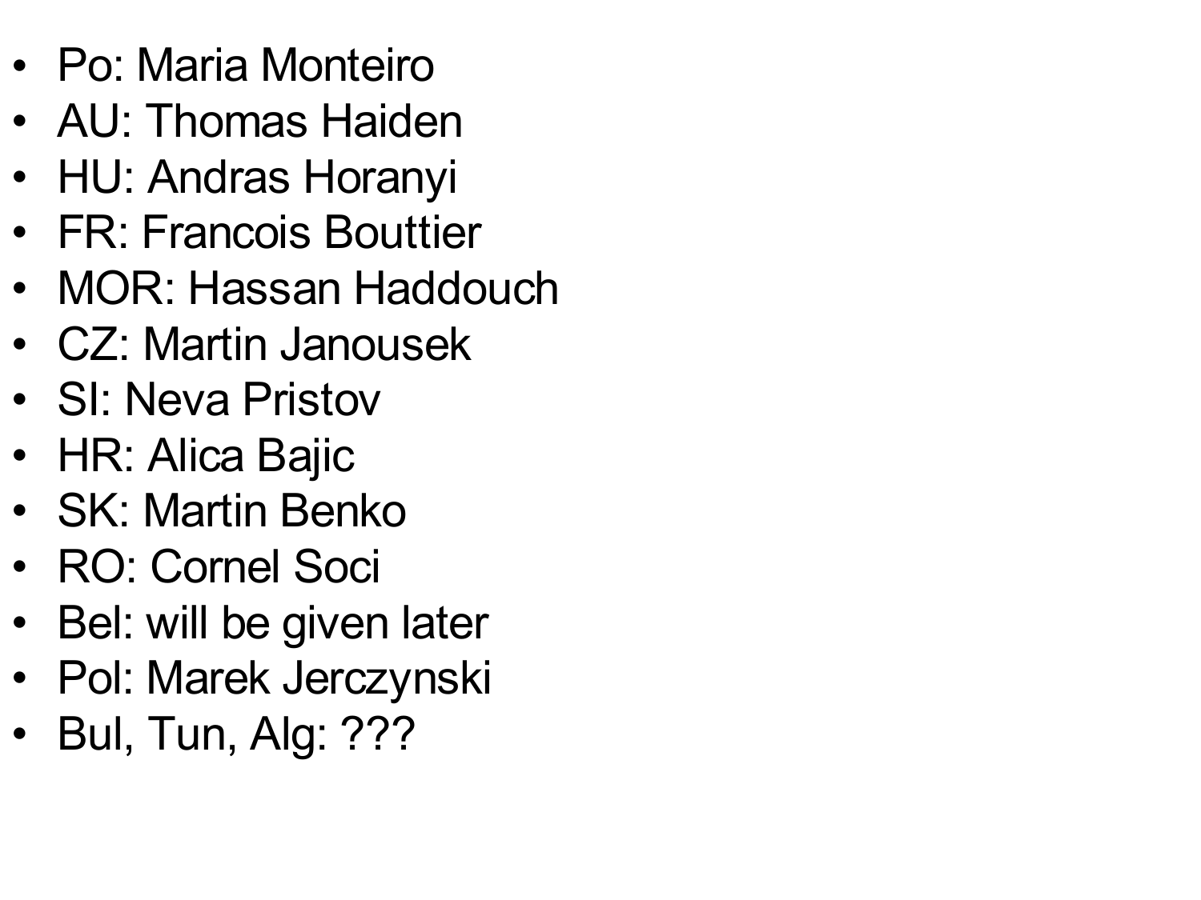- Po: Maria Monteiro
- AU: Thomas Haiden
- HU: Andras Horanyi
- FR: Francois Bouttier
- MOR: Hassan Haddouch
- CZ: Martin Janousek
- SI: Neva Pristov
- HR: Alica Bajic
- SK: Martin Benko
- RO: Cornel Soci
- Bel: will be given later
- Pol: Marek Jerczynski
- Bul, Tun, Alg: ???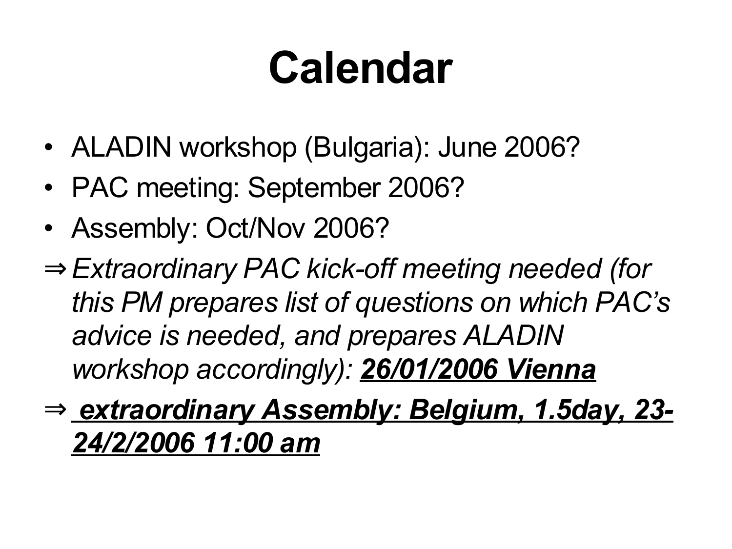# Calendar

- ALADIN workshop (Bulgaria): June 2006?
- PAC meeting: September 2006?
- Assembly: Oct/Nov 2006?

⇒ *Extraordinary PAC kick-off meeting needed (for this PM prepares list of questions on which PAC's advice is needed, and prepares ALADIN workshop accordingly):* ***26/01/2006 Vienna***

⇒ ***extraordinary Assembly: Belgium, 1.5day, 23-24/2/2006 11:00 am***